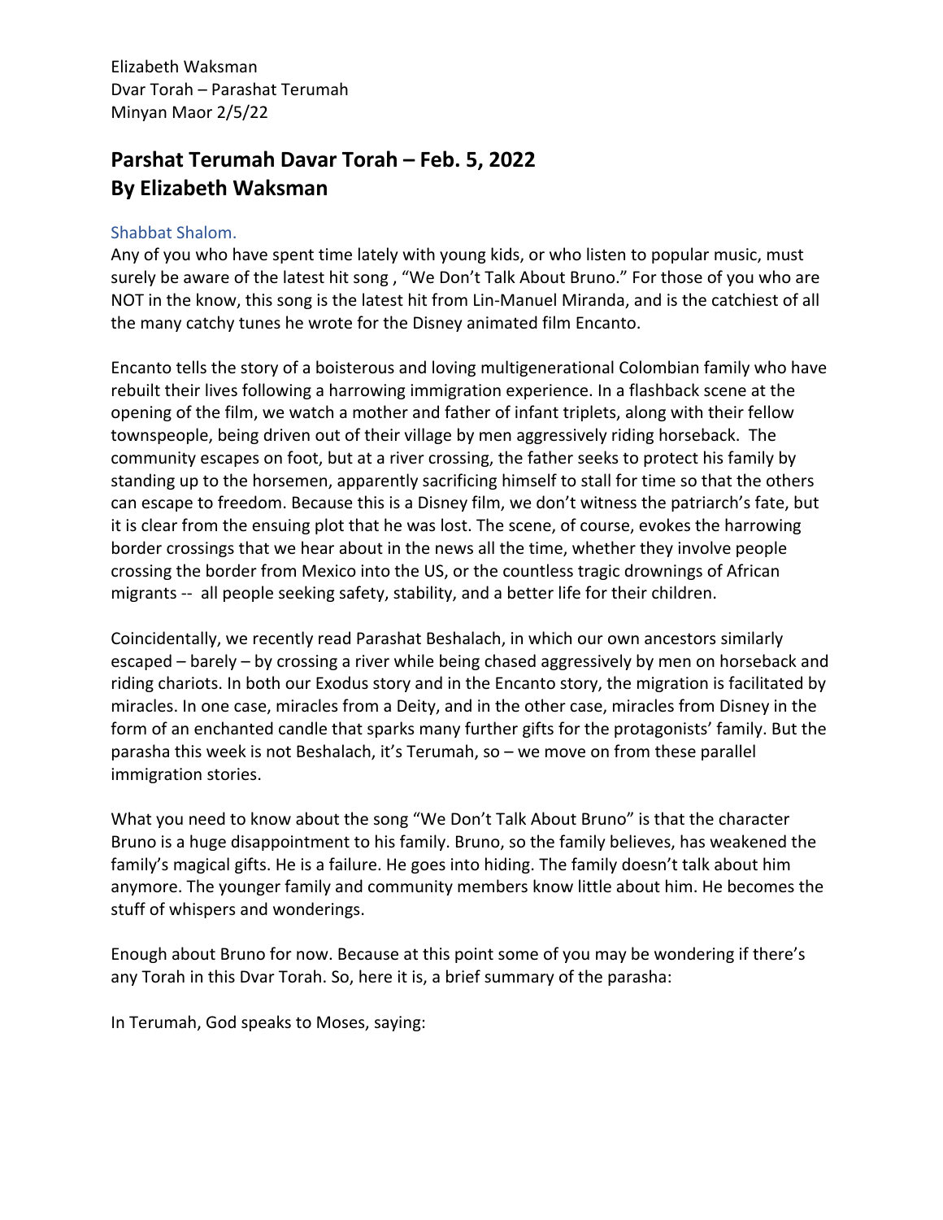Elizabeth Waksman
Dvar Torah – Parashat Terumah
Minyan Maor 2/5/22

# Parshat Terumah Davar Torah – Feb. 5, 2022
# By Elizabeth Waksman

Shabbat Shalom.

Any of you who have spent time lately with young kids, or who listen to popular music, must surely be aware of the latest hit song , "We Don't Talk About Bruno." For those of you who are NOT in the know, this song is the latest hit from Lin-Manuel Miranda, and is the catchiest of all the many catchy tunes he wrote for the Disney animated film Encanto.

Encanto tells the story of a boisterous and loving multigenerational Colombian family who have rebuilt their lives following a harrowing immigration experience. In a flashback scene at the opening of the film, we watch a mother and father of infant triplets, along with their fellow townspeople, being driven out of their village by men aggressively riding horseback. The community escapes on foot, but at a river crossing, the father seeks to protect his family by standing up to the horsemen, apparently sacrificing himself to stall for time so that the others can escape to freedom. Because this is a Disney film, we don't witness the patriarch's fate, but it is clear from the ensuing plot that he was lost. The scene, of course, evokes the harrowing border crossings that we hear about in the news all the time, whether they involve people crossing the border from Mexico into the US, or the countless tragic drownings of African migrants -- all people seeking safety, stability, and a better life for their children.

Coincidentally, we recently read Parashat Beshalach, in which our own ancestors similarly escaped – barely – by crossing a river while being chased aggressively by men on horseback and riding chariots. In both our Exodus story and in the Encanto story, the migration is facilitated by miracles. In one case, miracles from a Deity, and in the other case, miracles from Disney in the form of an enchanted candle that sparks many further gifts for the protagonists' family. But the parasha this week is not Beshalach, it's Terumah, so – we move on from these parallel immigration stories.

What you need to know about the song "We Don't Talk About Bruno" is that the character Bruno is a huge disappointment to his family. Bruno, so the family believes, has weakened the family's magical gifts. He is a failure. He goes into hiding. The family doesn't talk about him anymore. The younger family and community members know little about him. He becomes the stuff of whispers and wonderings.

Enough about Bruno for now. Because at this point some of you may be wondering if there's any Torah in this Dvar Torah. So, here it is, a brief summary of the parasha:

In Terumah, God speaks to Moses, saying: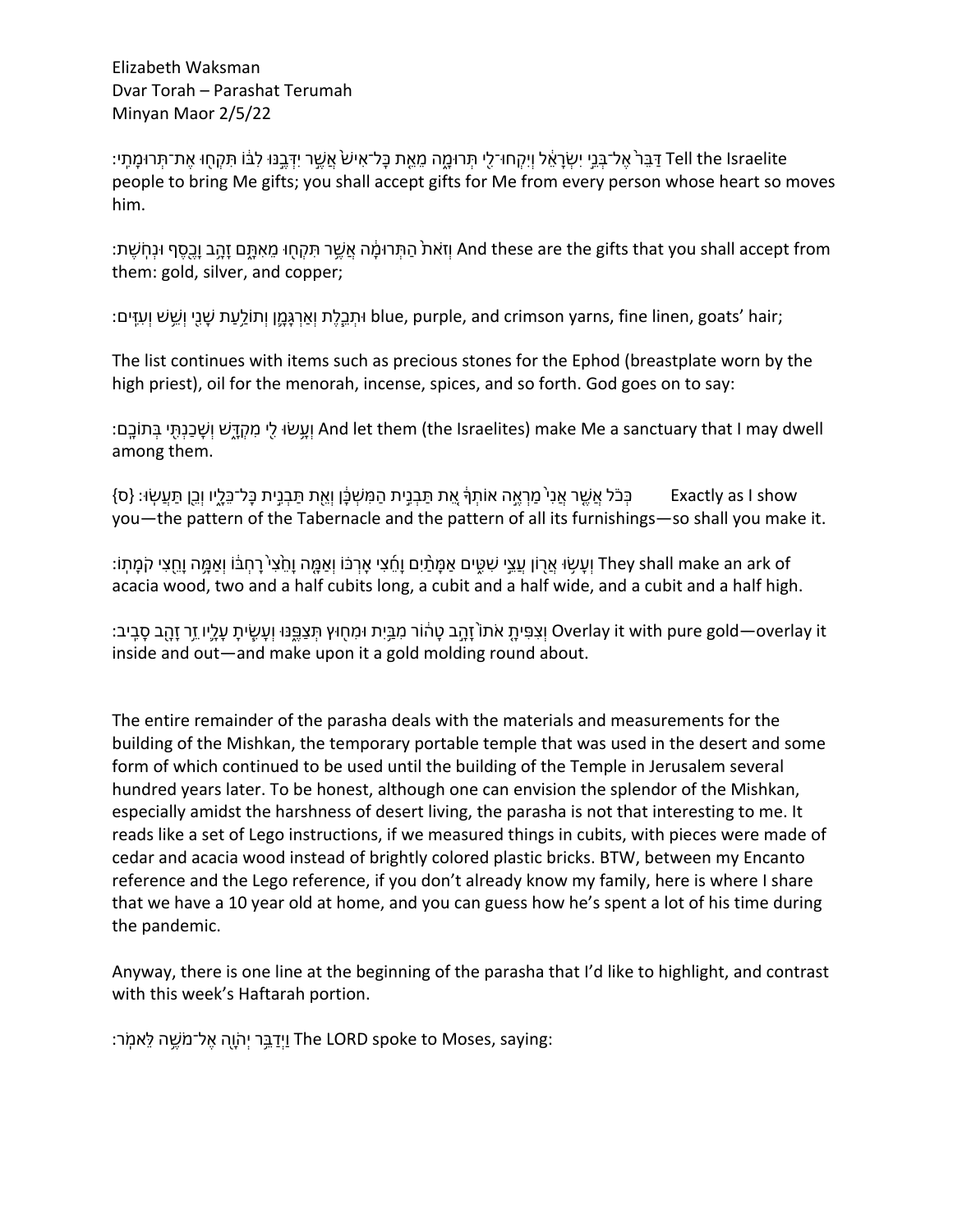Elizabeth Waksman
Dvar Torah – Parashat Terumah
Minyan Maor 2/5/22

דַּבֵּר֙ אֶל־בְּנֵ֣י יִשְׂרָאֵ֔ל וְיִקְחוּ־לִ֖י תְּרוּמָ֑ה מֵאֵ֤ת כָּל־אִישׁ֙ אֲשֶׁ֣ר יִדְּבֶ֣נּוּ לִבּ֔וֹ תִּקְח֖וּ אֶת־תְּרוּמָתִֽי׃ Tell the Israelite people to bring Me gifts; you shall accept gifts for Me from every person whose heart so moves him.

וְזֹאת֙ הַתְּרוּמָ֔ה אֲשֶׁ֥ר תִּקְח֖וּ מֵאִתָּ֑ם זָהָ֥ב וָכֶ֖סֶף וּנְחֹֽשֶׁת׃ And these are the gifts that you shall accept from them: gold, silver, and copper;

וּתְכֵ֧לֶת וְאַרְגָּמָ֛ן וְתוֹלַ֥עַת שָׁנִ֖י וְשֵׁ֥שׁ וְעִזִּֽים׃ blue, purple, and crimson yarns, fine linen, goats' hair;

The list continues with items such as precious stones for the Ephod (breastplate worn by the high priest), oil for the menorah, incense, spices, and so forth. God goes on to say:

וְעָ֥שׂוּ לִ֖י מִקְדָּ֑שׁ וְשָׁכַנְתִּ֖י בְּתוֹכָֽם׃ And let them (the Israelites) make Me a sanctuary that I may dwell among them.

כְּכֹ֗ל אֲשֶׁ֤ר אֲנִי֙ מַרְאֶ֣ה אוֹתְךָ֔ אֵ֚ת תַּבְנִ֣ית הַמִּשְׁכָּ֔ן וְאֵ֖ת תַּבְנִ֣ית כׇּל־כֵּלָ֑יו וְכֵ֖ן תַּעֲשֽׂוּ׃ {ס} Exactly as I show you—the pattern of the Tabernacle and the pattern of all its furnishings—so shall you make it.

וְעָשׂ֥וּ אֲר֖וֹן עֲצֵ֣י שִׁטִּ֑ים אַמָּתַ֨יִם וָחֵ֜צִי אׇרְכּ֗וֹ וְאַמָּ֤ה וָחֵ֙צִי֙ רׇחְבּ֔וֹ וְאַמָּ֥ה וָחֵ֖צִי קֹמָתֽוֹ׃ They shall make an ark of acacia wood, two and a half cubits long, a cubit and a half wide, and a cubit and a half high.

וְצִפִּיתָ֤ אֹתוֹ֙ זָהָ֣ב טָה֔וֹר מִבַּ֥יִת וּמִח֖וּץ תְּצַפֶּ֑נּוּ וְעָשִׂ֧יתָ עָלָ֛יו זֵ֥ר זָהָ֖ב סָבִֽיב׃ Overlay it with pure gold—overlay it inside and out—and make upon it a gold molding round about.

The entire remainder of the parasha deals with the materials and measurements for the building of the Mishkan, the temporary portable temple that was used in the desert and some form of which continued to be used until the building of the Temple in Jerusalem several hundred years later. To be honest, although one can envision the splendor of the Mishkan, especially amidst the harshness of desert living, the parasha is not that interesting to me. It reads like a set of Lego instructions, if we measured things in cubits, with pieces were made of cedar and acacia wood instead of brightly colored plastic bricks. BTW, between my Encanto reference and the Lego reference, if you don't already know my family, here is where I share that we have a 10 year old at home, and you can guess how he's spent a lot of his time during the pandemic.

Anyway, there is one line at the beginning of the parasha that I'd like to highlight, and contrast with this week's Haftarah portion.

וַיְדַבֵּ֥ר יְהֹוָ֖ה אֶל־מֹשֶׁ֥ה לֵּאמֹֽר׃ The LORD spoke to Moses, saying: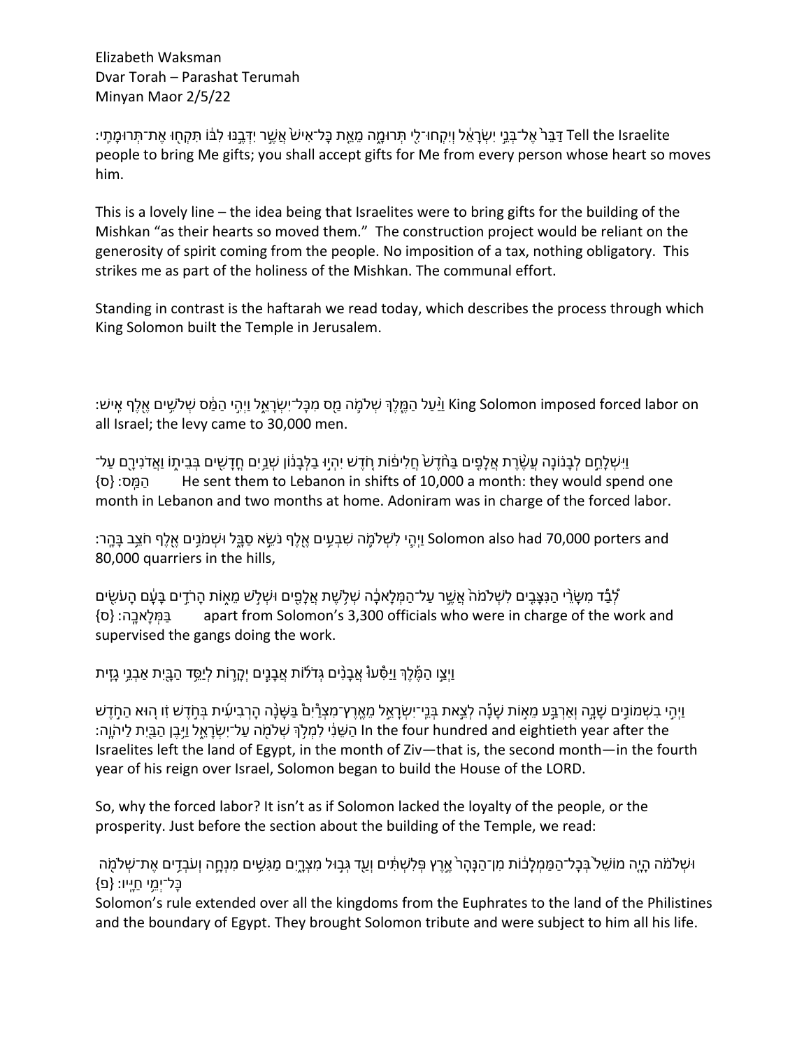Elizabeth Waksman
Dvar Torah – Parashat Terumah
Minyan Maor 2/5/22

דַּבֵּר֙ אֶל־בְּנֵ֣י יִשְׂרָאֵ֔ל וְיִקְחוּ־לִ֖י תְּרוּמָ֑ה מֵאֵ֤ת כָּל־אִישׁ֙ אֲשֶׁ֣ר יִדְּבֶ֣נּוּ לִבּ֔וֹ תִּקְח֖וּ אֶת־תְּרוּמָתִֽי׃ Tell the Israelite people to bring Me gifts; you shall accept gifts for Me from every person whose heart so moves him.

This is a lovely line – the idea being that Israelites were to bring gifts for the building of the Mishkan "as their hearts so moved them." The construction project would be reliant on the generosity of spirit coming from the people. No imposition of a tax, nothing obligatory. This strikes me as part of the holiness of the Mishkan. The communal effort.

Standing in contrast is the haftarah we read today, which describes the process through which King Solomon built the Temple in Jerusalem.

וַיַּ֨עַל הַמֶּ֧לֶךְ שְׁלֹמֹ֛ה מַ֖ס מִכָּל־יִשְׂרָאֵ֑ל וַיְהִ֣י הַמַּ֔ס שְׁלֹשִׁ֥ים אֶ֖לֶף אִֽישׁ׃ King Solomon imposed forced labor on all Israel; the levy came to 30,000 men.

וַיִּשְׁלָחֵ֣ם לְבָנ֗וֹנָה עֲשֶׂ֨רֶת אֲלָפִ֤ים בַּחֹ֙דֶשׁ֙ חֲלִיפ֔וֹת חֹ֚דֶשׁ יִהְי֣וּ בַלְּבָנ֔וֹן שְׁנַ֥יִם חֳדָשִׁ֖ים בְּבֵית֑וֹ וַאֲדֹנִירָ֖ם עַל־הַמַּֽס׃ {ס} He sent them to Lebanon in shifts of 10,000 a month: they would spend one month in Lebanon and two months at home. Adoniram was in charge of the forced labor.

וַיְהִ֧י לִשְׁלֹמֹ֛ה שִׁבְעִ֥ים אֶ֖לֶף נֹשֵׂ֣א סַבָּ֑ל וּשְׁמֹנִ֥ים אֶ֖לֶף חֹצֵ֥ב בָּהָֽר׃ Solomon also had 70,000 porters and 80,000 quarriers in the hills,

לְבַ֞ד מִשָּׂרֵ֤י הַנִּצָּבִים֙ לִשְׁלֹמֹה֙ אֲשֶׁ֣ר עַל־הַמְּלָאכָ֔ה שְׁלֹ֥שֶׁת אֲלָפִ֖ים וּשְׁלֹ֣שׁ מֵא֑וֹת הָרֹדִ֣ים בָּעָ֔ם הָעֹשִׂ֖ים בַּמְּלָאכָֽה׃ {ס} apart from Solomon's 3,300 officials who were in charge of the work and supervised the gangs doing the work.

וַיְצַ֣ו הַמֶּ֗לֶךְ וַיַּסִּ֜עוּ אֲבָנִ֤ים גְּדֹלוֹת֙ אֲבָנִ֣ים יְקָר֔וֹת לְיַסֵּ֥ד הַבָּ֖יִת אַבְנֵ֥י גָזִֽית

וַיְהִ֣י בִשְׁמוֹנִ֣ים שָׁנָ֣ה וְאַרְבַּ֣ע מֵא֣וֹת שָׁנָ֡ה לְצֵ֣את בְּנֵֽי־יִשְׂרָאֵ֣ל מֵאֶֽרֶץ־מִצְרַ֠יִם בַּשָּׁנָ֨ה הָרְבִיעִ֜ית בְּחֹ֣דֶשׁ זִ֗ו ה֚וּא הַחֹ֣דֶשׁ הַשֵּׁנִ֔י לִמְלֹ֥ךְ שְׁלֹמֹ֖ה עַל־יִשְׂרָאֵ֑ל וַיִּ֥בֶן הַבַּ֖יִת לַיהוָֽה׃ In the four hundred and eightieth year after the Israelites left the land of Egypt, in the month of Ziv—that is, the second month—in the fourth year of his reign over Israel, Solomon began to build the House of the LORD.

So, why the forced labor? It isn't as if Solomon lacked the loyalty of the people, or the prosperity. Just before the section about the building of the Temple, we read:

וּשְׁלֹמֹ֗ה הָיָ֤ה מוֹשֵׁל֙ בְּכָל־הַמַּמְלָכ֔וֹת מִן־הַנָּהָר֙ אֶ֣רֶץ פְּלִשְׁתִּ֔ים וְעַ֖ד גְּב֣וּל מִצְרָ֑יִם מַגִּשִׁ֥ים מִנְחָ֛ה וְעֹבְדִ֥ים אֶת־שְׁלֹמֹ֖ה כָּל־יְמֵ֥י חַיָּֽיו׃ {פ}
Solomon's rule extended over all the kingdoms from the Euphrates to the land of the Philistines and the boundary of Egypt. They brought Solomon tribute and were subject to him all his life.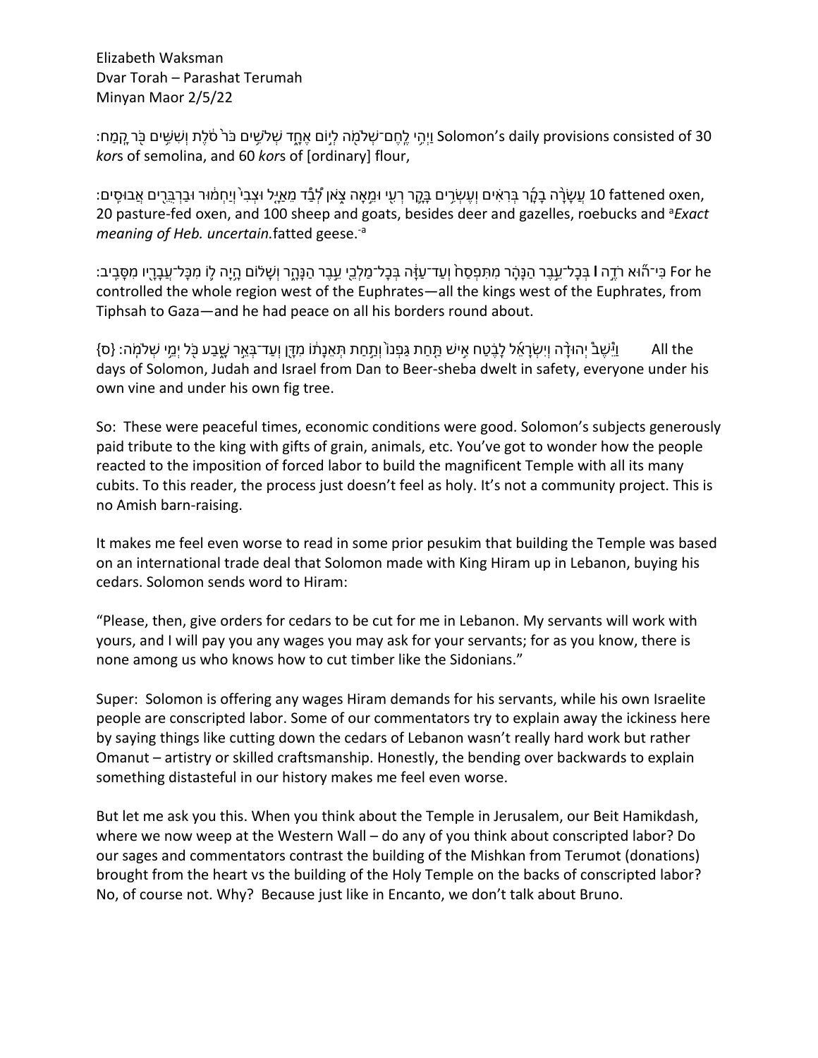Elizabeth Waksman
Dvar Torah – Parashat Terumah
Minyan Maor 2/5/22

וַיְהִ֥י לֶֽחֶם־שְׁלֹמֹ֖ה לְי֣וֹם אֶחָ֑ד שְׁלֹשִׁ֥ים כֹּר֙ סֹ֔לֶת וְשִׁשִּׁ֥ים כֹּ֖ר קָֽמַח׃ Solomon's daily provisions consisted of 30 *kor*s of semolina, and 60 *kor*s of [ordinary] flour,

עֲשָׂרָ֨ה בָקָ֜ר בְּרִאִ֗ים וְעֶשְׂרִ֥ים בָּקָ֛ר רְעִ֖י וּמֵ֣אָה צֹ֑אן לְ֠בַד מֵֽאַיָּ֤ל וּצְבִי֙ וְיַחְמ֔וּר וּבַרְבֻּרִ֖ים אֲבוּסִֽים׃ 10 fattened oxen, 20 pasture-fed oxen, and 100 sheep and goats, besides deer and gazelles, roebucks and [a]*Exact meaning of Heb. uncertain.*fatted geese.[-a]

כִּי־ה֨וּא רֹדֶ֜ה ׀ בְּכָל־עֵ֣בֶר הַנָּהָ֗ר מִתִּפְסַח֙ וְעַד־עַזָּ֔ה בְּכָל־מַלְכֵ֖י עֵ֣בֶר הַנָּהָ֑ר וְשָׁל֗וֹם הָ֥יָה ל֛וֹ מִכָּל־עֲבָרָ֖יו מִסָּבִֽיב׃ For he controlled the whole region west of the Euphrates—all the kings west of the Euphrates, from Tiphsah to Gaza—and he had peace on all his borders round about.

וַיֵּשֶׁב֩ יְהוּדָ֨ה וְיִשְׂרָאֵ֜ל לָבֶ֗טַח אִ֣ישׁ תַּ֤חַת גַּפְנוֹ֙ וְתַ֣חַת תְּאֵנָת֔וֹ מִדָּ֖ן וְעַד־בְּאֵ֣ר שָׁ֑בַע כֹּ֖ל יְמֵ֥י שְׁלֹמֹֽה׃ {ס} All the days of Solomon, Judah and Israel from Dan to Beer-sheba dwelt in safety, everyone under his own vine and under his own fig tree.

So: These were peaceful times, economic conditions were good. Solomon's subjects generously paid tribute to the king with gifts of grain, animals, etc. You've got to wonder how the people reacted to the imposition of forced labor to build the magnificent Temple with all its many cubits. To this reader, the process just doesn't feel as holy. It's not a community project. This is no Amish barn-raising.

It makes me feel even worse to read in some prior pesukim that building the Temple was based on an international trade deal that Solomon made with King Hiram up in Lebanon, buying his cedars. Solomon sends word to Hiram:

"Please, then, give orders for cedars to be cut for me in Lebanon. My servants will work with yours, and I will pay you any wages you may ask for your servants; for as you know, there is none among us who knows how to cut timber like the Sidonians."

Super: Solomon is offering any wages Hiram demands for his servants, while his own Israelite people are conscripted labor. Some of our commentators try to explain away the ickiness here by saying things like cutting down the cedars of Lebanon wasn't really hard work but rather Omanut – artistry or skilled craftsmanship. Honestly, the bending over backwards to explain something distasteful in our history makes me feel even worse.

But let me ask you this. When you think about the Temple in Jerusalem, our Beit Hamikdash, where we now weep at the Western Wall – do any of you think about conscripted labor? Do our sages and commentators contrast the building of the Mishkan from Terumot (donations) brought from the heart vs the building of the Holy Temple on the backs of conscripted labor? No, of course not. Why? Because just like in Encanto, we don't talk about Bruno.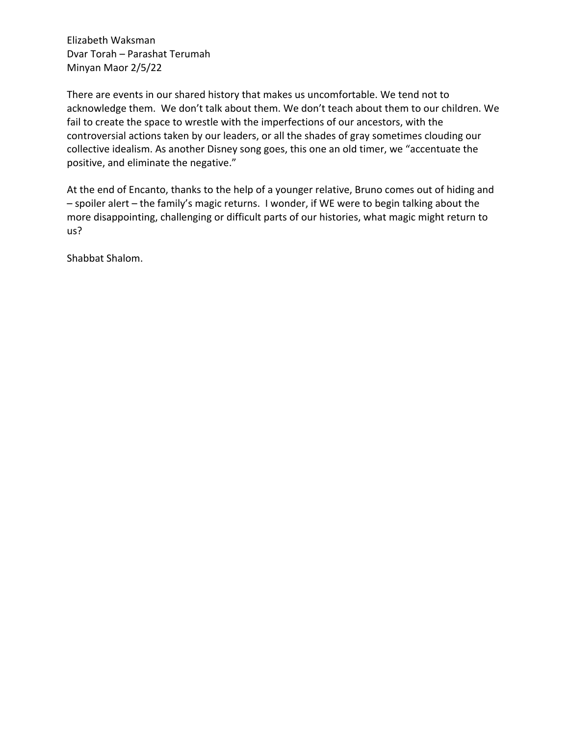Elizabeth Waksman  
Dvar Torah – Parashat Terumah  
Minyan Maor 2/5/22

There are events in our shared history that makes us uncomfortable. We tend not to acknowledge them. We don't talk about them. We don't teach about them to our children. We fail to create the space to wrestle with the imperfections of our ancestors, with the controversial actions taken by our leaders, or all the shades of gray sometimes clouding our collective idealism. As another Disney song goes, this one an old timer, we "accentuate the positive, and eliminate the negative."

At the end of Encanto, thanks to the help of a younger relative, Bruno comes out of hiding and – spoiler alert – the family's magic returns. I wonder, if WE were to begin talking about the more disappointing, challenging or difficult parts of our histories, what magic might return to us?

Shabbat Shalom.